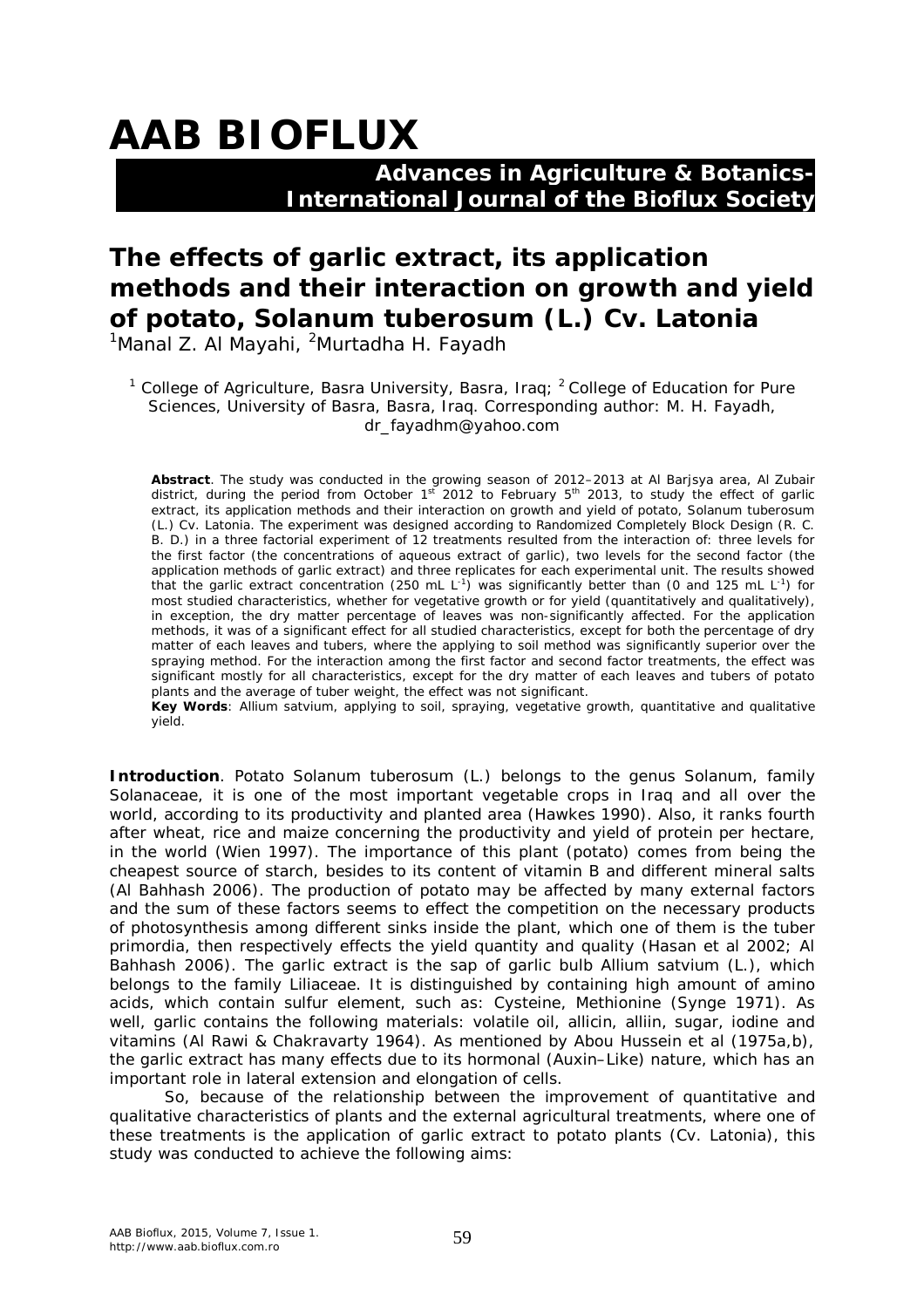# AAB BIOFLUX

**Advances in Agriculture & Botanics-International Journal of the Bioflux Society**

## The effects of garlic extract, its application methods and their interaction on growth and yield of potato, *Solanum tuberosum* (L.) Cv. Latonia

[1]Manal Z. Al Mayahi, [2]Murtadha H. Fayadh

[1] College of Agriculture, Basra University, Basra, Iraq; [2] College of Education for Pure Sciences, University of Basra, Basra, Iraq. Corresponding author: M. H. Fayadh, dr_fayadhm@yahoo.com

**Abstract**. The study was conducted in the growing season of 2012–2013 at Al Barjsya area, Al Zubair district, during the period from October 1st 2012 to February 5th 2013, to study the effect of garlic extract, its application methods and their interaction on growth and yield of potato, *Solanum tuberosum* (L.) Cv. Latonia. The experiment was designed according to Randomized Completely Block Design (R. C. B. D.) in a three factorial experiment of 12 treatments resulted from the interaction of: three levels for the first factor (the concentrations of aqueous extract of garlic), two levels for the second factor (the application methods of garlic extract) and three replicates for each experimental unit. The results showed that the garlic extract concentration (250 mL $L^{-1}$) was significantly better than (0 and 125 mL $L^{-1}$) for most studied characteristics, whether for vegetative growth or for yield (quantitatively and qualitatively), in exception, the dry matter percentage of leaves was non-significantly affected. For the application methods, it was of a significant effect for all studied characteristics, except for both the percentage of dry matter of each leaves and tubers, where the applying to soil method was significantly superior over the spraying method. For the interaction among the first factor and second factor treatments, the effect was significant mostly for all characteristics, except for the dry matter of each leaves and tubers of potato plants and the average of tuber weight, the effect was not significant.

**Key Words**: *Allium satvium*, applying to soil, spraying, vegetative growth, quantitative and qualitative yield.

**Introduction**. Potato *Solanum tuberosum* (L.) belongs to the genus *Solanum*, family Solanaceae, it is one of the most important vegetable crops in Iraq and all over the world, according to its productivity and planted area (Hawkes 1990). Also, it ranks fourth after wheat, rice and maize concerning the productivity and yield of protein per hectare, in the world (Wien 1997). The importance of this plant (potato) comes from being the cheapest source of starch, besides to its content of vitamin B and different mineral salts (Al Bahhash 2006). The production of potato may be affected by many external factors and the sum of these factors seems to effect the competition on the necessary products of photosynthesis among different sinks inside the plant, which one of them is the tuber primordia, then respectively effects the yield quantity and quality (Hasan et al 2002; Al Bahhash 2006). The garlic extract is the sap of garlic bulb *Allium satvium* (L.), which belongs to the family Liliaceae. It is distinguished by containing high amount of amino acids, which contain sulfur element, such as: Cysteine, Methionine (Synge 1971). As well, garlic contains the following materials: volatile oil, allicin, alliin, sugar, iodine and vitamins (Al Rawi & Chakravarty 1964). As mentioned by Abou Hussein et al (1975a,b), the garlic extract has many effects due to its hormonal (Auxin–Like) nature, which has an important role in lateral extension and elongation of cells.

So, because of the relationship between the improvement of quantitative and qualitative characteristics of plants and the external agricultural treatments, where one of these treatments is the application of garlic extract to potato plants (Cv. Latonia), this study was conducted to achieve the following aims: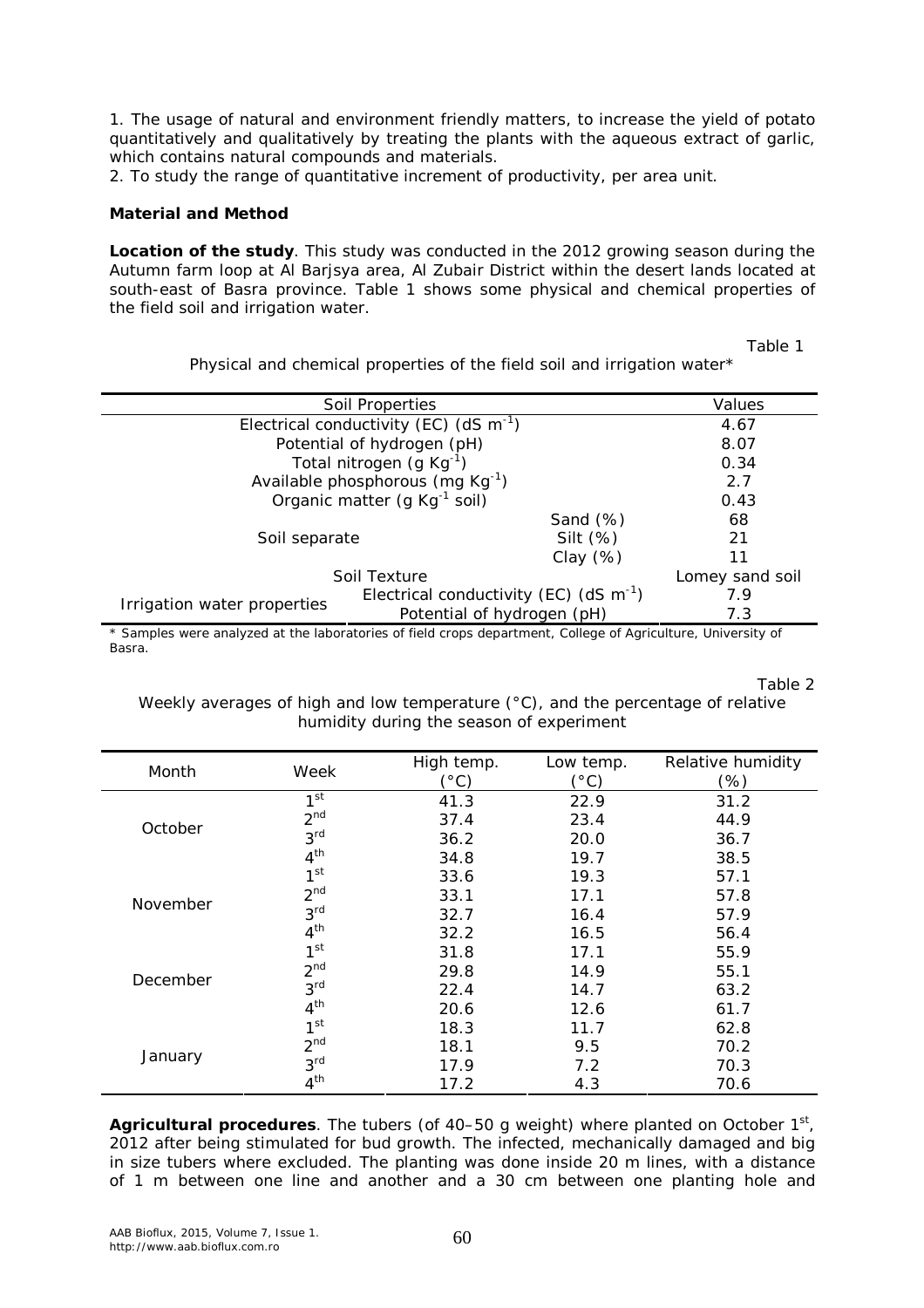1. The usage of natural and environment friendly matters, to increase the yield of potato quantitatively and qualitatively by treating the plants with the aqueous extract of garlic, which contains natural compounds and materials.
2. To study the range of quantitative increment of productivity, per area unit.

## Material and Method

**Location of the study**. This study was conducted in the 2012 growing season during the Autumn farm loop at Al Barjsya area, Al Zubair District within the desert lands located at south-east of Basra province. Table 1 shows some physical and chemical properties of the field soil and irrigation water.

Table 1

Physical and chemical properties of the field soil and irrigation water*

| Soil Properties | | Values |
|---|---|---|
| Electrical conductivity (EC) (dS $m^{-1}$) | | 4.67 |
| Potential of hydrogen (pH) | | 8.07 |
| Total nitrogen (g $Kg^{-1}$) | | 0.34 |
| Available phosphorous (mg $Kg^{-1}$) | | 2.7 |
| Organic matter (g $Kg^{-1}$ soil) | | 0.43 |
| Soil separate | Sand (%) | 68 |
| | Silt (%) | 21 |
| | Clay (%) | 11 |
| Soil Texture | | Lomey sand soil |
| Irrigation water properties | Electrical conductivity (EC) (dS $m^{-1}$) | 7.9 |
| | Potential of hydrogen (pH) | 7.3 |

\* Samples were analyzed at the laboratories of field crops department, College of Agriculture, University of Basra.

Table 2

Weekly averages of high and low temperature (°C), and the percentage of relative humidity during the season of experiment

| Month | Week | High temp. (°C) | Low temp. (°C) | Relative humidity (%) |
|---|---|---|---|---|
| October | 1st | 41.3 | 22.9 | 31.2 |
| | 2nd | 37.4 | 23.4 | 44.9 |
| | 3rd | 36.2 | 20.0 | 36.7 |
| | 4th | 34.8 | 19.7 | 38.5 |
| November | 1st | 33.6 | 19.3 | 57.1 |
| | 2nd | 33.1 | 17.1 | 57.8 |
| | 3rd | 32.7 | 16.4 | 57.9 |
| | 4th | 32.2 | 16.5 | 56.4 |
| December | 1st | 31.8 | 17.1 | 55.9 |
| | 2nd | 29.8 | 14.9 | 55.1 |
| | 3rd | 22.4 | 14.7 | 63.2 |
| | 4th | 20.6 | 12.6 | 61.7 |
| January | 1st | 18.3 | 11.7 | 62.8 |
| | 2nd | 18.1 | 9.5 | 70.2 |
| | 3rd | 17.9 | 7.2 | 70.3 |
| | 4th | 17.2 | 4.3 | 70.6 |

**Agricultural procedures**. The tubers (of 40–50 g weight) where planted on October 1st, 2012 after being stimulated for bud growth. The infected, mechanically damaged and big in size tubers where excluded. The planting was done inside 20 m lines, with a distance of 1 m between one line and another and a 30 cm between one planting hole and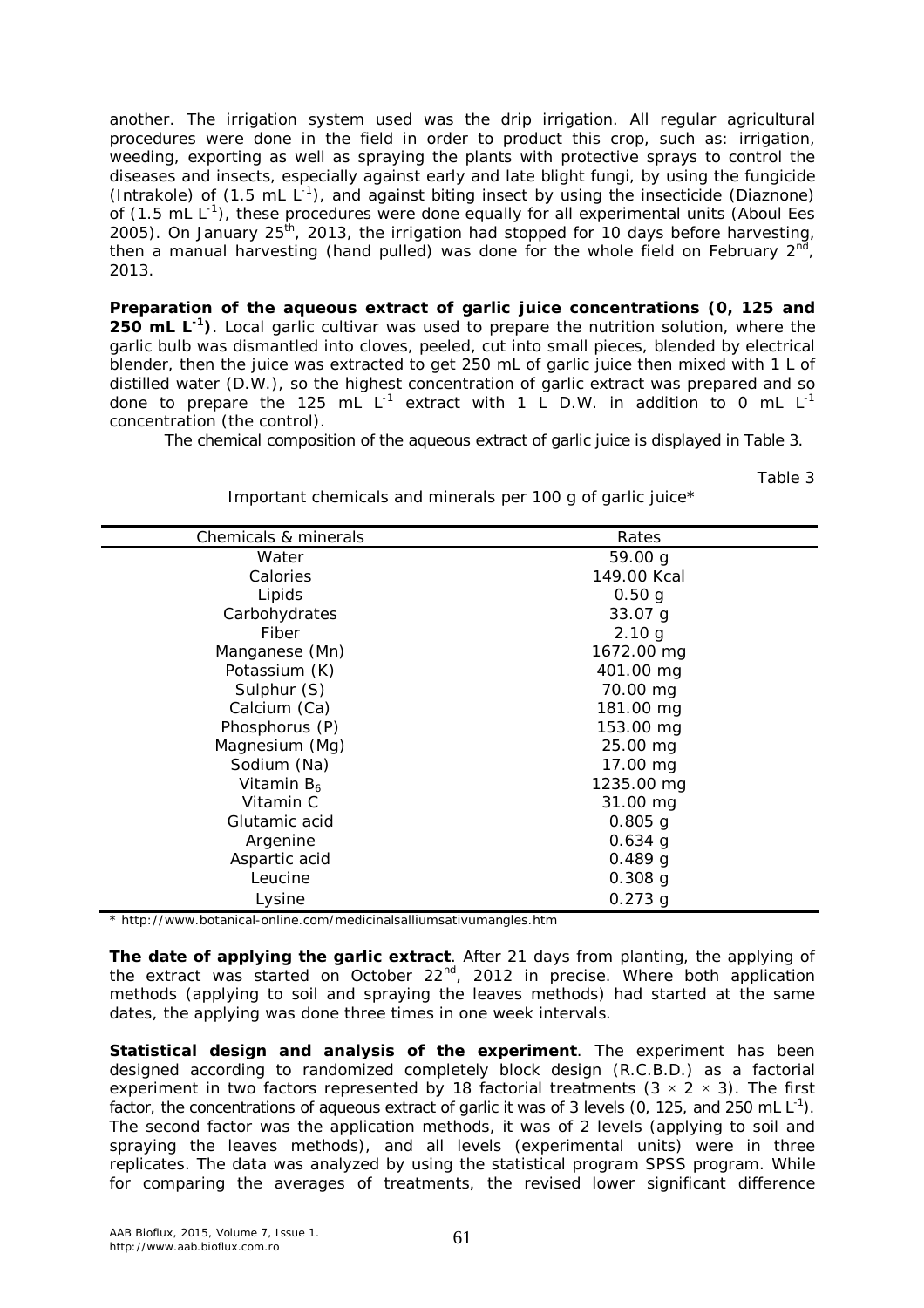another. The irrigation system used was the drip irrigation. All regular agricultural procedures were done in the field in order to product this crop, such as: irrigation, weeding, exporting as well as spraying the plants with protective sprays to control the diseases and insects, especially against early and late blight fungi, by using the fungicide (Intrakole) of (1.5 mL $L^{-1}$), and against biting insect by using the insecticide (Diaznone) of (1.5 mL $L^{-1}$), these procedures were done equally for all experimental units (Aboul Ees 2005). On January 25[th], 2013, the irrigation had stopped for 10 days before harvesting, then a manual harvesting (hand pulled) was done for the whole field on February 2[nd], 2013.

**Preparation of the aqueous extract of garlic juice concentrations (0, 125 and 250 mL $L^{-1}$)**. Local garlic cultivar was used to prepare the nutrition solution, where the garlic bulb was dismantled into cloves, peeled, cut into small pieces, blended by electrical blender, then the juice was extracted to get 250 mL of garlic juice then mixed with 1 L of distilled water (D.W.), so the highest concentration of garlic extract was prepared and so done to prepare the 125 mL $L^{-1}$ extract with 1 L D.W. in addition to 0 mL $L^{-1}$ concentration (the control).

The chemical composition of the aqueous extract of garlic juice is displayed in Table 3.

Table 3

Important chemicals and minerals per 100 g of garlic juice*

| Chemicals & minerals | Rates |
|---|---|
| Water | 59.00 g |
| Calories | 149.00 Kcal |
| Lipids | 0.50 g |
| Carbohydrates | 33.07 g |
| Fiber | 2.10 g |
| Manganese (Mn) | 1672.00 mg |
| Potassium (K) | 401.00 mg |
| Sulphur (S) | 70.00 mg |
| Calcium (Ca) | 181.00 mg |
| Phosphorus (P) | 153.00 mg |
| Magnesium (Mg) | 25.00 mg |
| Sodium (Na) | 17.00 mg |
| Vitamin $B_6$ | 1235.00 mg |
| Vitamin C | 31.00 mg |
| Glutamic acid | 0.805 g |
| Argenine | 0.634 g |
| Aspartic acid | 0.489 g |
| Leucine | 0.308 g |
| Lysine | 0.273 g |

* http://www.botanical-online.com/medicinalsalliumsativumangles.htm

**The date of applying the garlic extract**. After 21 days from planting, the applying of the extract was started on October 22[nd], 2012 in precise. Where both application methods (applying to soil and spraying the leaves methods) had started at the same dates, the applying was done three times in one week intervals.

**Statistical design and analysis of the experiment**. The experiment has been designed according to randomized completely block design (R.C.B.D.) as a factorial experiment in two factors represented by 18 factorial treatments (3 × 2 × 3). The first factor, the concentrations of aqueous extract of garlic it was of 3 levels (0, 125, and 250 mL $L^{-1}$). The second factor was the application methods, it was of 2 levels (applying to soil and spraying the leaves methods), and all levels (experimental units) were in three replicates. The data was analyzed by using the statistical program SPSS program. While for comparing the averages of treatments, the revised lower significant difference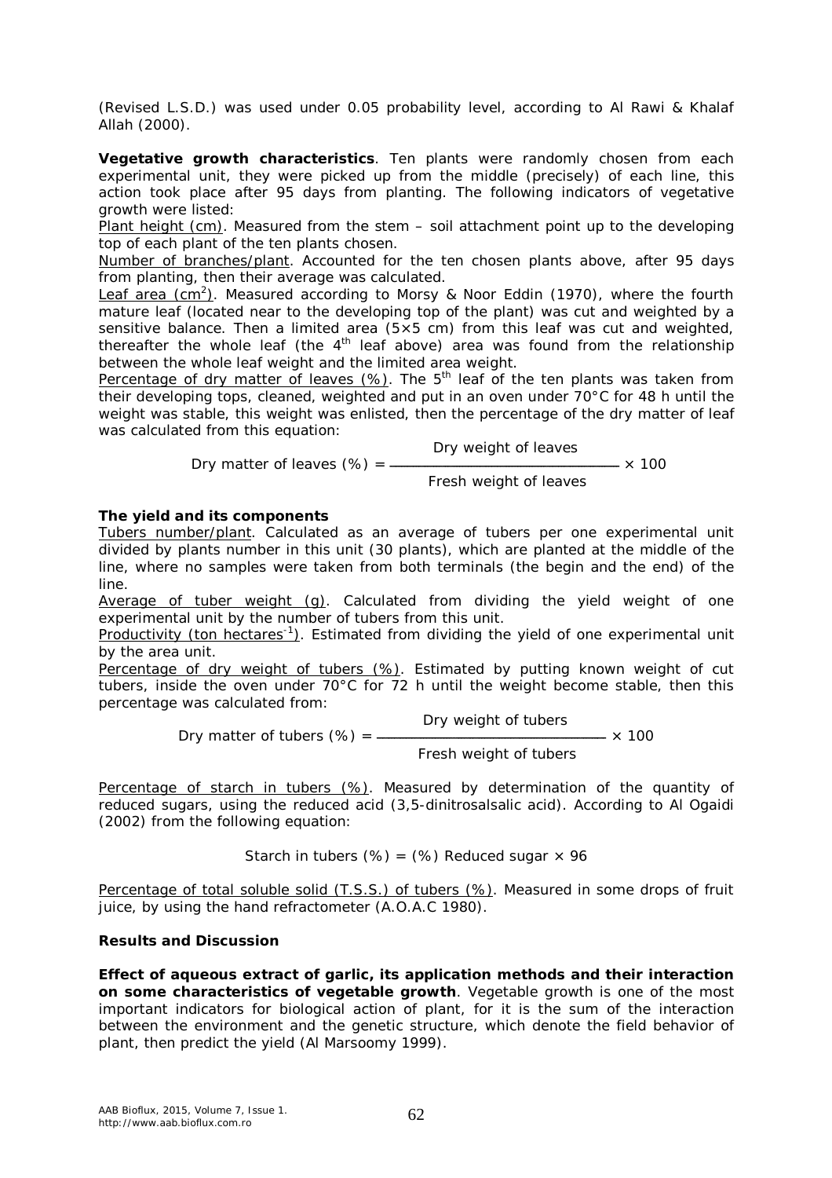(Revised L.S.D.) was used under 0.05 probability level, according to Al Rawi & Khalaf Allah (2000).

**Vegetative growth characteristics**. Ten plants were randomly chosen from each experimental unit, they were picked up from the middle (precisely) of each line, this action took place after 95 days from planting. The following indicators of vegetative growth were listed:

Plant height (cm). Measured from the stem – soil attachment point up to the developing top of each plant of the ten plants chosen.

Number of branches/plant. Accounted for the ten chosen plants above, after 95 days from planting, then their average was calculated.

Leaf area ($cm^2$). Measured according to Morsy & Noor Eddin (1970), where the fourth mature leaf (located near to the developing top of the plant) was cut and weighted by a sensitive balance. Then a limited area (5×5 cm) from this leaf was cut and weighted, thereafter the whole leaf (the $4^{th}$ leaf above) area was found from the relationship between the whole leaf weight and the limited area weight.

Percentage of dry matter of leaves (%). The $5^{th}$ leaf of the ten plants was taken from their developing tops, cleaned, weighted and put in an oven under 70°C for 48 h until the weight was stable, this weight was enlisted, then the percentage of the dry matter of leaf was calculated from this equation:

$$\text{Dry matter of leaves (\%)} = \frac{\text{Dry weight of leaves}}{\text{Fresh weight of leaves}} \times 100$$

**The yield and its components**

Tubers number/plant. Calculated as an average of tubers per one experimental unit divided by plants number in this unit (30 plants), which are planted at the middle of the line, where no samples were taken from both terminals (the begin and the end) of the line.

Average of tuber weight (g). Calculated from dividing the yield weight of one experimental unit by the number of tubers from this unit.

Productivity (ton $hectares^{-1}$). Estimated from dividing the yield of one experimental unit by the area unit.

Percentage of dry weight of tubers (%). Estimated by putting known weight of cut tubers, inside the oven under 70°C for 72 h until the weight become stable, then this percentage was calculated from:

$$\text{Dry matter of tubers (\%)} = \frac{\text{Dry weight of tubers}}{\text{Fresh weight of tubers}} \times 100$$

Percentage of starch in tubers (%). Measured by determination of the quantity of reduced sugars, using the reduced acid (3,5-dinitrosalsalic acid). According to Al Ogaidi (2002) from the following equation:

$$\text{Starch in tubers (\%)} = \text{(\%) Reduced sugar} \times 96$$

Percentage of total soluble solid (T.S.S.) of tubers (%). Measured in some drops of fruit juice, by using the hand refractometer (A.O.A.C 1980).

**Results and Discussion**

**Effect of aqueous extract of garlic, its application methods and their interaction on some characteristics of vegetable growth**. Vegetable growth is one of the most important indicators for biological action of plant, for it is the sum of the interaction between the environment and the genetic structure, which denote the field behavior of plant, then predict the yield (Al Marsoomy 1999).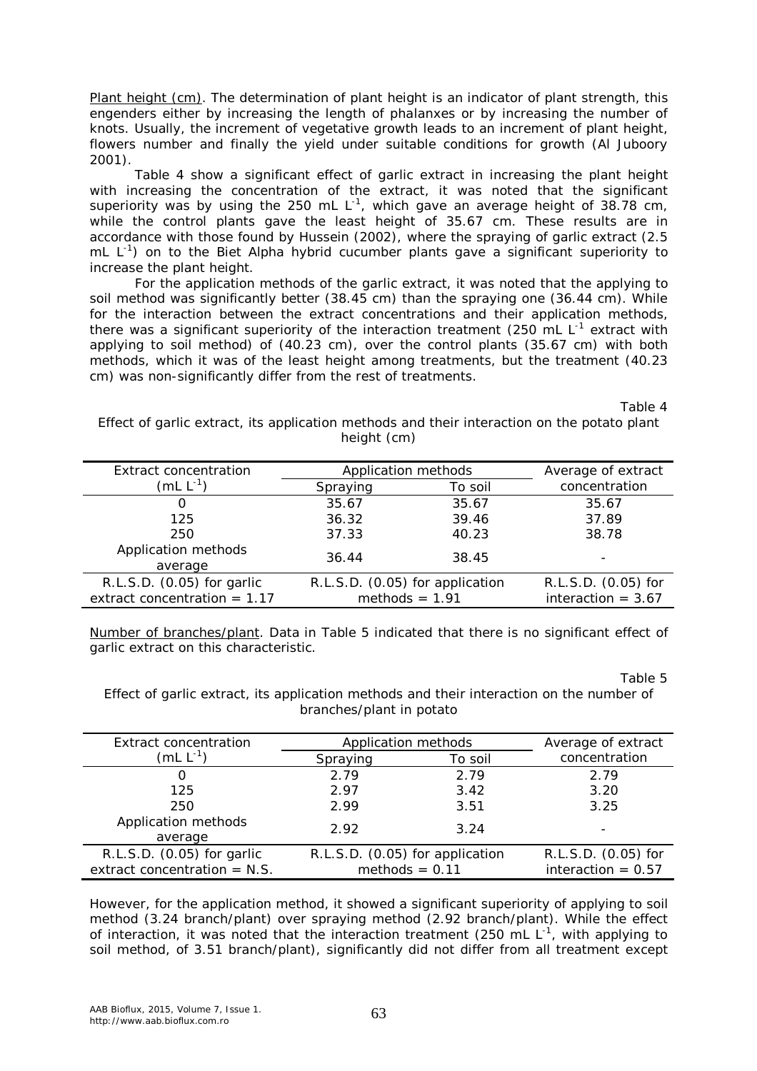Plant height (cm). The determination of plant height is an indicator of plant strength, this engenders either by increasing the length of phalanxes or by increasing the number of knots. Usually, the increment of vegetative growth leads to an increment of plant height, flowers number and finally the yield under suitable conditions for growth (Al Juboory 2001).

Table 4 show a significant effect of garlic extract in increasing the plant height with increasing the concentration of the extract, it was noted that the significant superiority was by using the 250 mL $L^{-1}$, which gave an average height of 38.78 cm, while the control plants gave the least height of 35.67 cm. These results are in accordance with those found by Hussein (2002), where the spraying of garlic extract (2.5 mL $L^{-1}$) on to the Biet Alpha hybrid cucumber plants gave a significant superiority to increase the plant height.

For the application methods of the garlic extract, it was noted that the applying to soil method was significantly better (38.45 cm) than the spraying one (36.44 cm). While for the interaction between the extract concentrations and their application methods, there was a significant superiority of the interaction treatment (250 mL $L^{-1}$ extract with applying to soil method) of (40.23 cm), over the control plants (35.67 cm) with both methods, which it was of the least height among treatments, but the treatment (40.23 cm) was non-significantly differ from the rest of treatments.

Table 4

Effect of garlic extract, its application methods and their interaction on the potato plant height (cm)

| Extract concentration (mL $L^{-1}$) | Application methods | | Average of extract concentration |
|---|---|---|---|
| | Spraying | To soil | |
| 0 | 35.67 | 35.67 | 35.67 |
| 125 | 36.32 | 39.46 | 37.89 |
| 250 | 37.33 | 40.23 | 38.78 |
| Application methods average | 36.44 | 38.45 | - |
| R.L.S.D. (0.05) for garlic extract concentration = 1.17 | R.L.S.D. (0.05) for application methods = 1.91 | | R.L.S.D. (0.05) for interaction = 3.67 |

Number of branches/plant. Data in Table 5 indicated that there is no significant effect of garlic extract on this characteristic.

Table 5

Effect of garlic extract, its application methods and their interaction on the number of branches/plant in potato

| Extract concentration (mL $L^{-1}$) | Application methods | | Average of extract concentration |
|---|---|---|---|
| | Spraying | To soil | |
| 0 | 2.79 | 2.79 | 2.79 |
| 125 | 2.97 | 3.42 | 3.20 |
| 250 | 2.99 | 3.51 | 3.25 |
| Application methods average | 2.92 | 3.24 | - |
| R.L.S.D. (0.05) for garlic extract concentration = N.S. | R.L.S.D. (0.05) for application methods = 0.11 | | R.L.S.D. (0.05) for interaction = 0.57 |

However, for the application method, it showed a significant superiority of applying to soil method (3.24 branch/plant) over spraying method (2.92 branch/plant). While the effect of interaction, it was noted that the interaction treatment (250 mL $L^{-1}$, with applying to soil method, of 3.51 branch/plant), significantly did not differ from all treatment except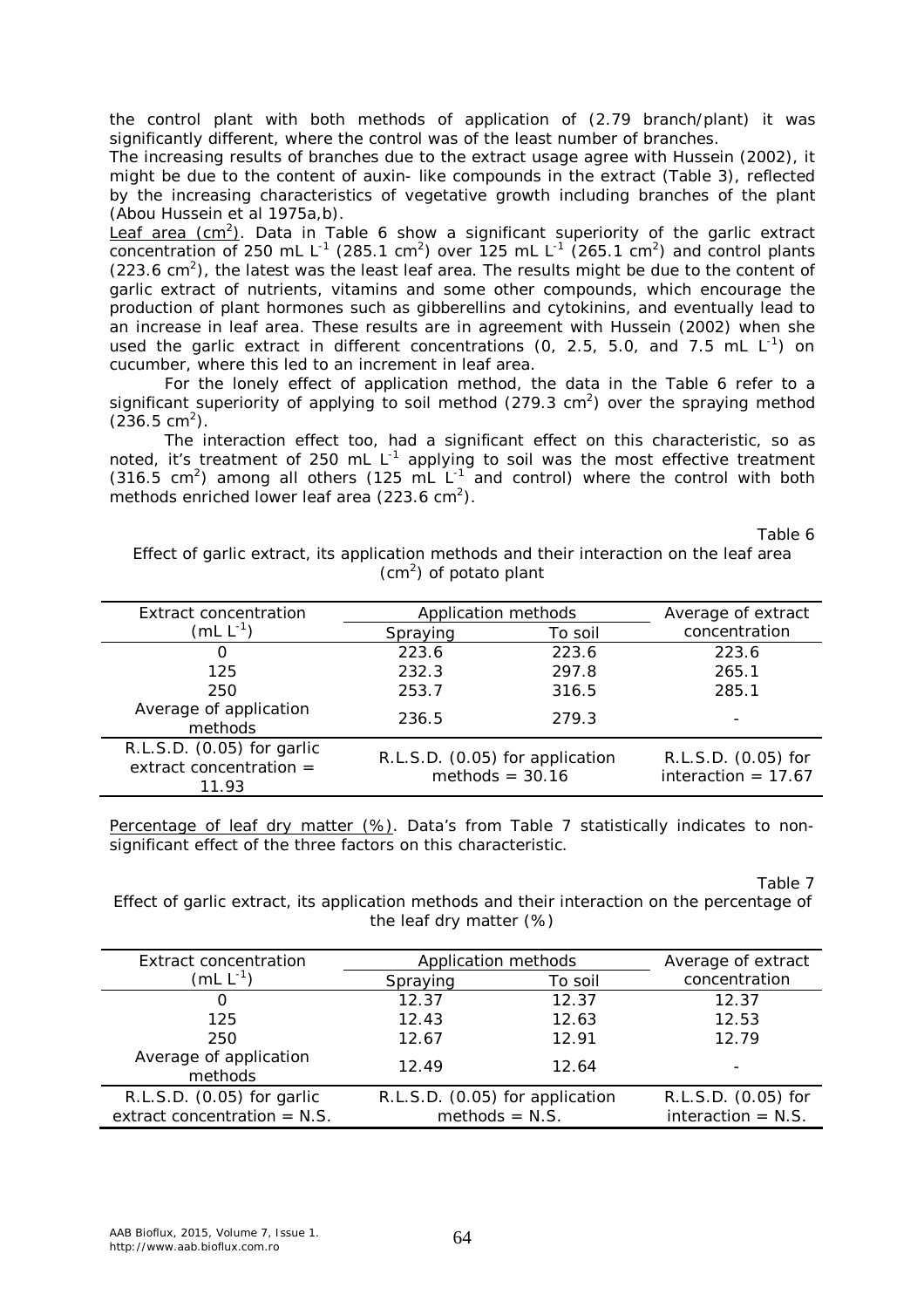the control plant with both methods of application of (2.79 branch/plant) it was significantly different, where the control was of the least number of branches.

The increasing results of branches due to the extract usage agree with Hussein (2002), it might be due to the content of auxin- like compounds in the extract (Table 3), reflected by the increasing characteristics of vegetative growth including branches of the plant (Abou Hussein et al 1975a,b).

Leaf area ($cm^2$). Data in Table 6 show a significant superiority of the garlic extract concentration of 250 mL $L^{-1}$ (285.1 $cm^2$) over 125 mL $L^{-1}$ (265.1 $cm^2$) and control plants (223.6 $cm^2$), the latest was the least leaf area. The results might be due to the content of garlic extract of nutrients, vitamins and some other compounds, which encourage the production of plant hormones such as gibberellins and cytokinins, and eventually lead to an increase in leaf area. These results are in agreement with Hussein (2002) when she used the garlic extract in different concentrations (0, 2.5, 5.0, and 7.5 mL $L^{-1}$) on cucumber, where this led to an increment in leaf area.

For the lonely effect of application method, the data in the Table 6 refer to a significant superiority of applying to soil method (279.3 $cm^2$) over the spraying method (236.5 $cm^2$).

The interaction effect too, had a significant effect on this characteristic, so as noted, it's treatment of 250 mL $L^{-1}$ applying to soil was the most effective treatment (316.5 $cm^2$) among all others (125 mL $L^{-1}$ and control) where the control with both methods enriched lower leaf area (223.6 $cm^2$).

Table 6

Effect of garlic extract, its application methods and their interaction on the leaf area ($cm^2$) of potato plant

| Extract concentration (mL $L^{-1}$) | Application methods | | Average of extract concentration |
|---|---|---|---|
| | Spraying | To soil | |
| 0 | 223.6 | 223.6 | 223.6 |
| 125 | 232.3 | 297.8 | 265.1 |
| 250 | 253.7 | 316.5 | 285.1 |
| Average of application methods | 236.5 | 279.3 | - |
| R.L.S.D. (0.05) for garlic extract concentration = 11.93 | R.L.S.D. (0.05) for application methods = 30.16 | | R.L.S.D. (0.05) for interaction = 17.67 |

Percentage of leaf dry matter (%). Data's from Table 7 statistically indicates to non-significant effect of the three factors on this characteristic.

Table 7

Effect of garlic extract, its application methods and their interaction on the percentage of the leaf dry matter (%)

| Extract concentration (mL $L^{-1}$) | Application methods | | Average of extract concentration |
|---|---|---|---|
| | Spraying | To soil | |
| 0 | 12.37 | 12.37 | 12.37 |
| 125 | 12.43 | 12.63 | 12.53 |
| 250 | 12.67 | 12.91 | 12.79 |
| Average of application methods | 12.49 | 12.64 | - |
| R.L.S.D. (0.05) for garlic extract concentration = N.S. | R.L.S.D. (0.05) for application methods = N.S. | | R.L.S.D. (0.05) for interaction = N.S. |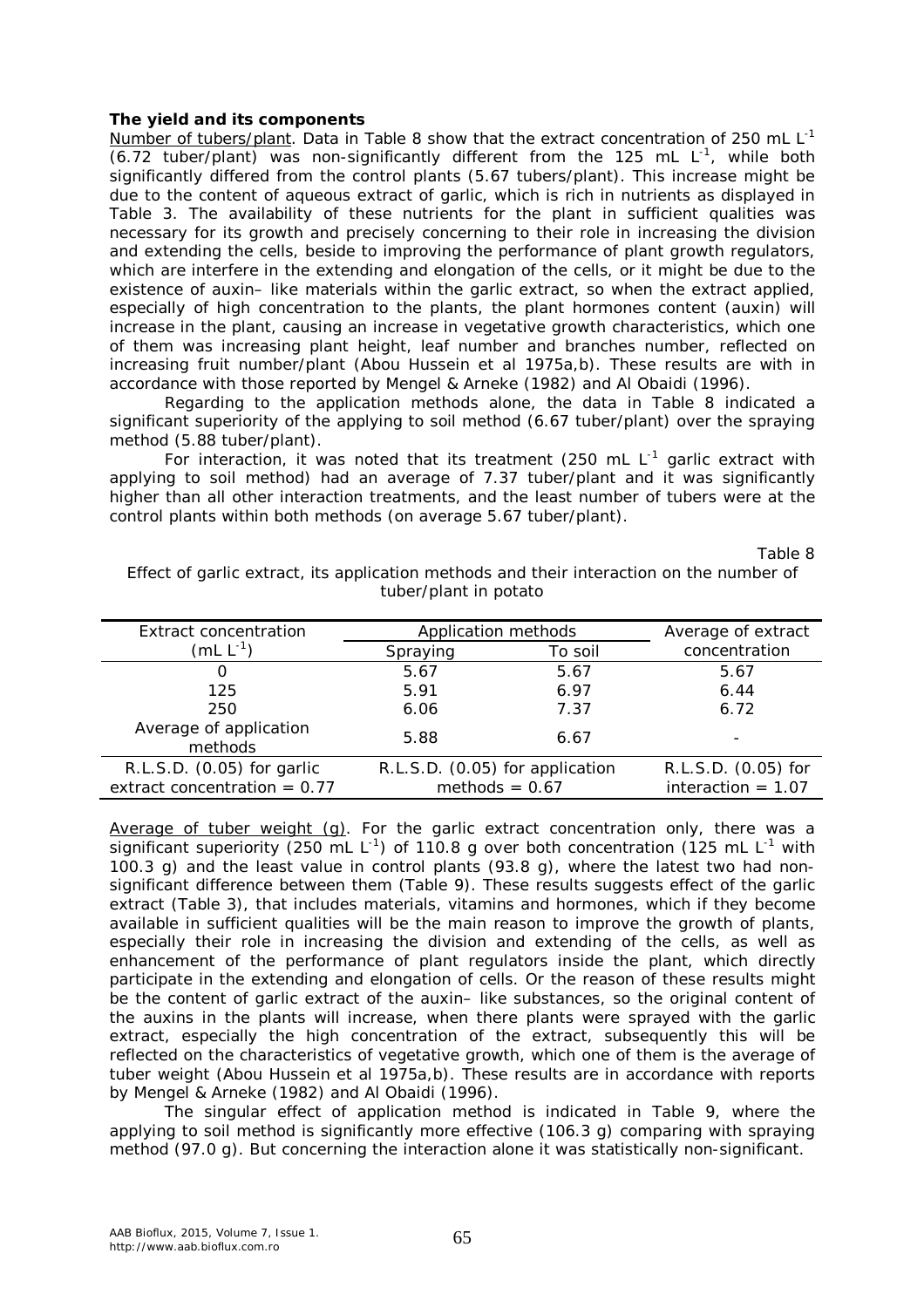**The yield and its components**

Number of tubers/plant. Data in Table 8 show that the extract concentration of 250 mL $L^{-1}$ (6.72 tuber/plant) was non-significantly different from the 125 mL $L^{-1}$, while both significantly differed from the control plants (5.67 tubers/plant). This increase might be due to the content of aqueous extract of garlic, which is rich in nutrients as displayed in Table 3. The availability of these nutrients for the plant in sufficient qualities was necessary for its growth and precisely concerning to their role in increasing the division and extending the cells, beside to improving the performance of plant growth regulators, which are interfere in the extending and elongation of the cells, or it might be due to the existence of auxin– like materials within the garlic extract, so when the extract applied, especially of high concentration to the plants, the plant hormones content (auxin) will increase in the plant, causing an increase in vegetative growth characteristics, which one of them was increasing plant height, leaf number and branches number, reflected on increasing fruit number/plant (Abou Hussein et al 1975a,b). These results are with in accordance with those reported by Mengel & Arneke (1982) and Al Obaidi (1996).

Regarding to the application methods alone, the data in Table 8 indicated a significant superiority of the applying to soil method (6.67 tuber/plant) over the spraying method (5.88 tuber/plant).

For interaction, it was noted that its treatment (250 mL $L^{-1}$ garlic extract with applying to soil method) had an average of 7.37 tuber/plant and it was significantly higher than all other interaction treatments, and the least number of tubers were at the control plants within both methods (on average 5.67 tuber/plant).

Table 8

Effect of garlic extract, its application methods and their interaction on the number of tuber/plant in potato

| Extract concentration (mL $L^{-1}$) | Application methods | | Average of extract concentration |
|---|---|---|---|
| | Spraying | To soil | |
| 0 | 5.67 | 5.67 | 5.67 |
| 125 | 5.91 | 6.97 | 6.44 |
| 250 | 6.06 | 7.37 | 6.72 |
| Average of application methods | 5.88 | 6.67 | - |
| R.L.S.D. (0.05) for garlic extract concentration = 0.77 | R.L.S.D. (0.05) for application methods = 0.67 | | R.L.S.D. (0.05) for interaction = 1.07 |

Average of tuber weight (g). For the garlic extract concentration only, there was a significant superiority (250 mL $L^{-1}$) of 110.8 g over both concentration (125 mL $L^{-1}$ with 100.3 g) and the least value in control plants (93.8 g), where the latest two had non-significant difference between them (Table 9). These results suggests effect of the garlic extract (Table 3), that includes materials, vitamins and hormones, which if they become available in sufficient qualities will be the main reason to improve the growth of plants, especially their role in increasing the division and extending of the cells, as well as enhancement of the performance of plant regulators inside the plant, which directly participate in the extending and elongation of cells. Or the reason of these results might be the content of garlic extract of the auxin– like substances, so the original content of the auxins in the plants will increase, when there plants were sprayed with the garlic extract, especially the high concentration of the extract, subsequently this will be reflected on the characteristics of vegetative growth, which one of them is the average of tuber weight (Abou Hussein et al 1975a,b). These results are in accordance with reports by Mengel & Arneke (1982) and Al Obaidi (1996).

The singular effect of application method is indicated in Table 9, where the applying to soil method is significantly more effective (106.3 g) comparing with spraying method (97.0 g). But concerning the interaction alone it was statistically non-significant.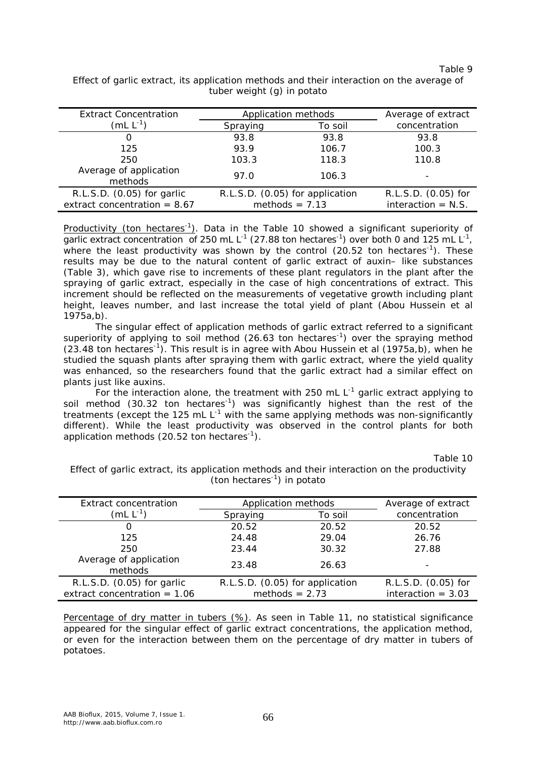Table 9

Effect of garlic extract, its application methods and their interaction on the average of tuber weight (g) in potato

| Extract Concentration ($mL\ L^{-1}$) | Application methods | | Average of extract concentration |
|---|---|---|---|
| | Spraying | To soil | |
| 0 | 93.8 | 93.8 | 93.8 |
| 125 | 93.9 | 106.7 | 100.3 |
| 250 | 103.3 | 118.3 | 110.8 |
| Average of application methods | 97.0 | 106.3 | - |
| R.L.S.D. (0.05) for garlic extract concentration = 8.67 | R.L.S.D. (0.05) for application methods = 7.13 | | R.L.S.D. (0.05) for interaction = N.S. |

Productivity (ton $hectares^{-1}$). Data in the Table 10 showed a significant superiority of garlic extract concentration of 250 $mL\ L^{-1}$ (27.88 ton $hectares^{-1}$) over both 0 and 125 $mL\ L^{-1}$, where the least productivity was shown by the control (20.52 ton $hectares^{-1}$). These results may be due to the natural content of garlic extract of auxin– like substances (Table 3), which gave rise to increments of these plant regulators in the plant after the spraying of garlic extract, especially in the case of high concentrations of extract. This increment should be reflected on the measurements of vegetative growth including plant height, leaves number, and last increase the total yield of plant (Abou Hussein et al 1975a,b).

The singular effect of application methods of garlic extract referred to a significant superiority of applying to soil method (26.63 ton $hectares^{-1}$) over the spraying method (23.48 ton $hectares^{-1}$). This result is in agree with Abou Hussein et al (1975a,b), when he studied the squash plants after spraying them with garlic extract, where the yield quality was enhanced, so the researchers found that the garlic extract had a similar effect on plants just like auxins.

For the interaction alone, the treatment with 250 $mL\ L^{-1}$ garlic extract applying to soil method (30.32 ton $hectares^{-1}$) was significantly highest than the rest of the treatments (except the 125 $mL\ L^{-1}$ with the same applying methods was non-significantly different). While the least productivity was observed in the control plants for both application methods (20.52 ton $hectares^{-1}$).

Table 10

Effect of garlic extract, its application methods and their interaction on the productivity (ton $hectares^{-1}$) in potato

| Extract concentration ($mL\ L^{-1}$) | Application methods | | Average of extract concentration |
|---|---|---|---|
| | Spraying | To soil | |
| 0 | 20.52 | 20.52 | 20.52 |
| 125 | 24.48 | 29.04 | 26.76 |
| 250 | 23.44 | 30.32 | 27.88 |
| Average of application methods | 23.48 | 26.63 | - |
| R.L.S.D. (0.05) for garlic extract concentration = 1.06 | R.L.S.D. (0.05) for application methods = 2.73 | | R.L.S.D. (0.05) for interaction = 3.03 |

Percentage of dry matter in tubers (%). As seen in Table 11, no statistical significance appeared for the singular effect of garlic extract concentrations, the application method, or even for the interaction between them on the percentage of dry matter in tubers of potatoes.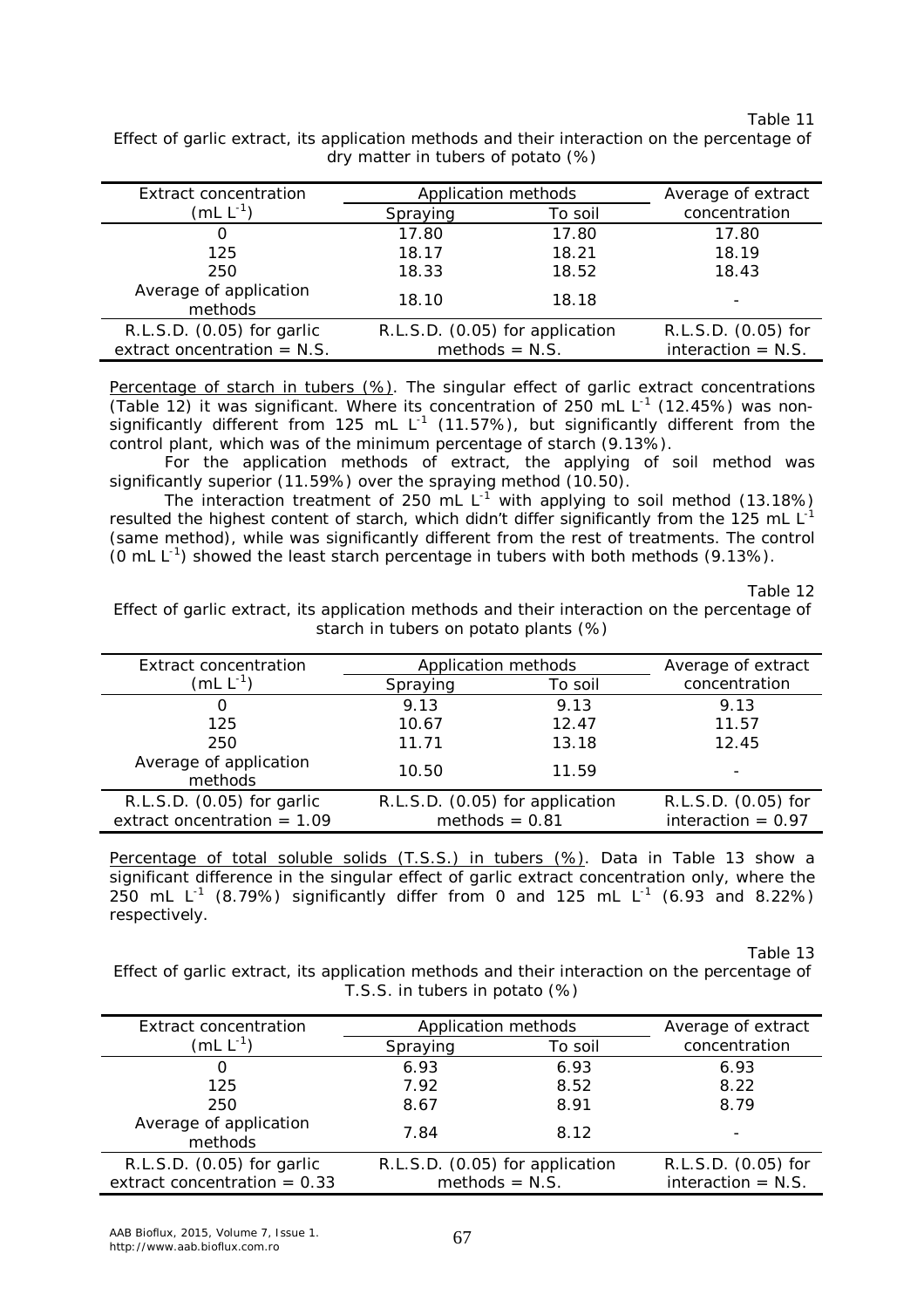Table 11

Effect of garlic extract, its application methods and their interaction on the percentage of dry matter in tubers of potato (%)

| Extract concentration ($mL\ L^{-1}$) | Application methods | | Average of extract concentration |
|---|---|---|---|
| | Spraying | To soil | |
| 0 | 17.80 | 17.80 | 17.80 |
| 125 | 18.17 | 18.21 | 18.19 |
| 250 | 18.33 | 18.52 | 18.43 |
| Average of application methods | 18.10 | 18.18 | - |
| R.L.S.D. (0.05) for garlic extract oncentration = N.S. | R.L.S.D. (0.05) for application methods = N.S. | | R.L.S.D. (0.05) for interaction = N.S. |

Percentage of starch in tubers (%). The singular effect of garlic extract concentrations (Table 12) it was significant. Where its concentration of 250 $mL\ L^{-1}$ (12.45%) was non-significantly different from 125 $mL\ L^{-1}$ (11.57%), but significantly different from the control plant, which was of the minimum percentage of starch (9.13%).

For the application methods of extract, the applying of soil method was significantly superior (11.59%) over the spraying method (10.50).

The interaction treatment of 250 $mL\ L^{-1}$ with applying to soil method (13.18%) resulted the highest content of starch, which didn't differ significantly from the 125 $mL\ L^{-1}$ (same method), while was significantly different from the rest of treatments. The control (0 $mL\ L^{-1}$) showed the least starch percentage in tubers with both methods (9.13%).

Table 12

Effect of garlic extract, its application methods and their interaction on the percentage of starch in tubers on potato plants (%)

| Extract concentration ($mL\ L^{-1}$) | Application methods | | Average of extract concentration |
|---|---|---|---|
| | Spraying | To soil | |
| 0 | 9.13 | 9.13 | 9.13 |
| 125 | 10.67 | 12.47 | 11.57 |
| 250 | 11.71 | 13.18 | 12.45 |
| Average of application methods | 10.50 | 11.59 | - |
| R.L.S.D. (0.05) for garlic extract concentration = 1.09 | R.L.S.D. (0.05) for application methods = 0.81 | | R.L.S.D. (0.05) for interaction = 0.97 |

Percentage of total soluble solids (T.S.S.) in tubers (%). Data in Table 13 show a significant difference in the singular effect of garlic extract concentration only, where the 250 $mL\ L^{-1}$ (8.79%) significantly differ from 0 and 125 $mL\ L^{-1}$ (6.93 and 8.22%) respectively.

Table 13

Effect of garlic extract, its application methods and their interaction on the percentage of T.S.S. in tubers in potato (%)

| Extract concentration ($mL\ L^{-1}$) | Application methods | | Average of extract concentration |
|---|---|---|---|
| | Spraying | To soil | |
| 0 | 6.93 | 6.93 | 6.93 |
| 125 | 7.92 | 8.52 | 8.22 |
| 250 | 8.67 | 8.91 | 8.79 |
| Average of application methods | 7.84 | 8.12 | - |
| R.L.S.D. (0.05) for garlic extract concentration = 0.33 | R.L.S.D. (0.05) for application methods = N.S. | | R.L.S.D. (0.05) for interaction = N.S. |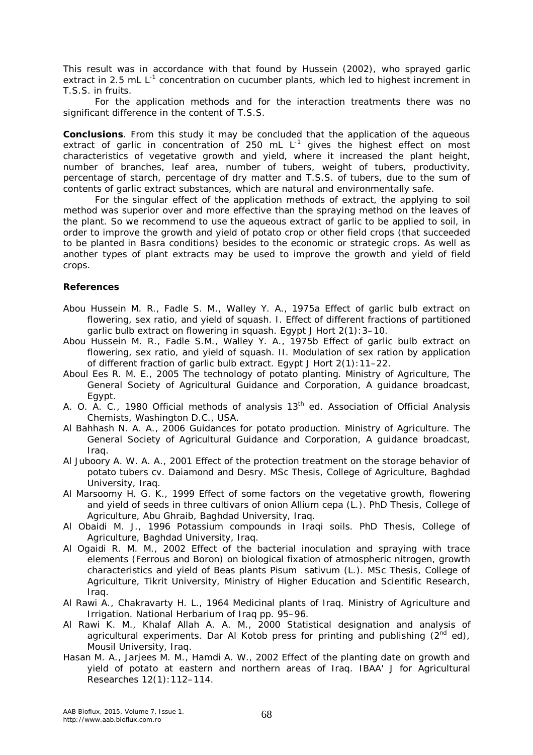This result was in accordance with that found by Hussein (2002), who sprayed garlic extract in 2.5 mL $L^{-1}$ concentration on cucumber plants, which led to highest increment in T.S.S. in fruits.

For the application methods and for the interaction treatments there was no significant difference in the content of T.S.S.

**Conclusions**. From this study it may be concluded that the application of the aqueous extract of garlic in concentration of 250 mL $L^{-1}$ gives the highest effect on most characteristics of vegetative growth and yield, where it increased the plant height, number of branches, leaf area, number of tubers, weight of tubers, productivity, percentage of starch, percentage of dry matter and T.S.S. of tubers, due to the sum of contents of garlic extract substances, which are natural and environmentally safe.

For the singular effect of the application methods of extract, the applying to soil method was superior over and more effective than the spraying method on the leaves of the plant. So we recommend to use the aqueous extract of garlic to be applied to soil, in order to improve the growth and yield of potato crop or other field crops (that succeeded to be planted in Basra conditions) besides to the economic or strategic crops. As well as another types of plant extracts may be used to improve the growth and yield of field crops.

## References

Abou Hussein M. R., Fadle S. M., Walley Y. A., 1975a Effect of garlic bulb extract on flowering, sex ratio, and yield of squash. I. Effect of different fractions of partitioned garlic bulb extract on flowering in squash. Egypt J Hort 2(1):3–10.

Abou Hussein M. R., Fadle S.M., Walley Y. A., 1975b Effect of garlic bulb extract on flowering, sex ratio, and yield of squash. II. Modulation of sex ration by application of different fraction of garlic bulb extract. Egypt J Hort 2(1):11–22.

Aboul Ees R. M. E., 2005 The technology of potato planting. Ministry of Agriculture, The General Society of Agricultural Guidance and Corporation, A guidance broadcast, Egypt.

A. O. A. C., 1980 Official methods of analysis 13th ed. Association of Official Analysis Chemists, Washington D.C., USA.

Al Bahhash N. A. A., 2006 Guidances for potato production. Ministry of Agriculture. The General Society of Agricultural Guidance and Corporation, A guidance broadcast, Iraq.

Al Juboory A. W. A. A., 2001 Effect of the protection treatment on the storage behavior of potato tubers cv. Daiamond and Desry. MSc Thesis, College of Agriculture, Baghdad University, Iraq.

Al Marsoomy H. G. K., 1999 Effect of some factors on the vegetative growth, flowering and yield of seeds in three cultivars of onion *Allium cepa* (L.). PhD Thesis, College of Agriculture, Abu Ghraib, Baghdad University, Iraq.

Al Obaidi M. J., 1996 Potassium compounds in Iraqi soils. PhD Thesis, College of Agriculture, Baghdad University, Iraq.

Al Ogaidi R. M. M., 2002 Effect of the bacterial inoculation and spraying with trace elements (Ferrous and Boron) on biological fixation of atmospheric nitrogen, growth characteristics and yield of Beas plants *Pisum sativum* (L.). MSc Thesis, College of Agriculture, Tikrit University, Ministry of Higher Education and Scientific Research, Iraq.

Al Rawi A., Chakravarty H. L., 1964 Medicinal plants of Iraq. Ministry of Agriculture and Irrigation. National Herbarium of Iraq pp. 95–96.

Al Rawi K. M., Khalaf Allah A. A. M., 2000 Statistical designation and analysis of agricultural experiments. Dar Al Kotob press for printing and publishing (2nd ed), Mousil University, Iraq.

Hasan M. A., Jarjees M. M., Hamdi A. W., 2002 Effect of the planting date on growth and yield of potato at eastern and northern areas of Iraq. IBAA' J for Agricultural Researches 12(1):112–114.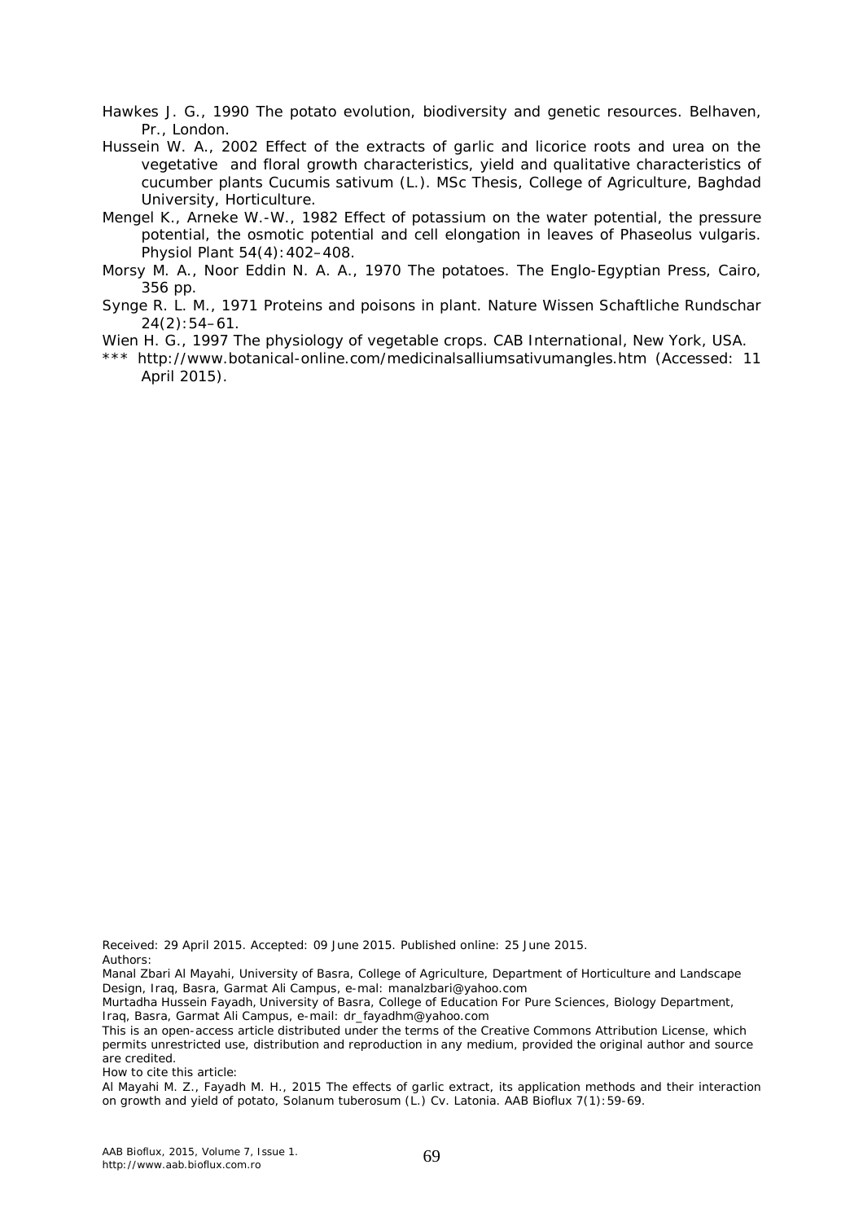Hawkes J. G., 1990 The potato evolution, biodiversity and genetic resources. Belhaven, Pr., London.

Hussein W. A., 2002 Effect of the extracts of garlic and licorice roots and urea on the vegetative and floral growth characteristics, yield and qualitative characteristics of cucumber plants Cucumis sativum (L.). MSc Thesis, College of Agriculture, Baghdad University, Horticulture.

Mengel K., Arneke W.-W., 1982 Effect of potassium on the water potential, the pressure potential, the osmotic potential and cell elongation in leaves of Phaseolus vulgaris. Physiol Plant 54(4):402–408.

Morsy M. A., Noor Eddin N. A. A., 1970 The potatoes. The Englo-Egyptian Press, Cairo, 356 pp.

Synge R. L. M., 1971 Proteins and poisons in plant. Nature Wissen Schaftliche Rundschar 24(2):54–61.

Wien H. G., 1997 The physiology of vegetable crops. CAB International, New York, USA.

*** http://www.botanical-online.com/medicinalsalliumsativumangles.htm (Accessed: 11 April 2015).

Received: 29 April 2015. Accepted: 09 June 2015. Published online: 25 June 2015.

Authors:

Manal Zbari Al Mayahi, University of Basra, College of Agriculture, Department of Horticulture and Landscape Design, Iraq, Basra, Garmat Ali Campus, e-mal: manalzbari@yahoo.com

Murtadha Hussein Fayadh, University of Basra, College of Education For Pure Sciences, Biology Department, Iraq, Basra, Garmat Ali Campus, e-mail: dr_fayadhm@yahoo.com

This is an open-access article distributed under the terms of the Creative Commons Attribution License, which permits unrestricted use, distribution and reproduction in any medium, provided the original author and source are credited.

How to cite this article:

Al Mayahi M. Z., Fayadh M. H., 2015 The effects of garlic extract, its application methods and their interaction on growth and yield of potato, Solanum tuberosum (L.) Cv. Latonia. AAB Bioflux 7(1):59-69.